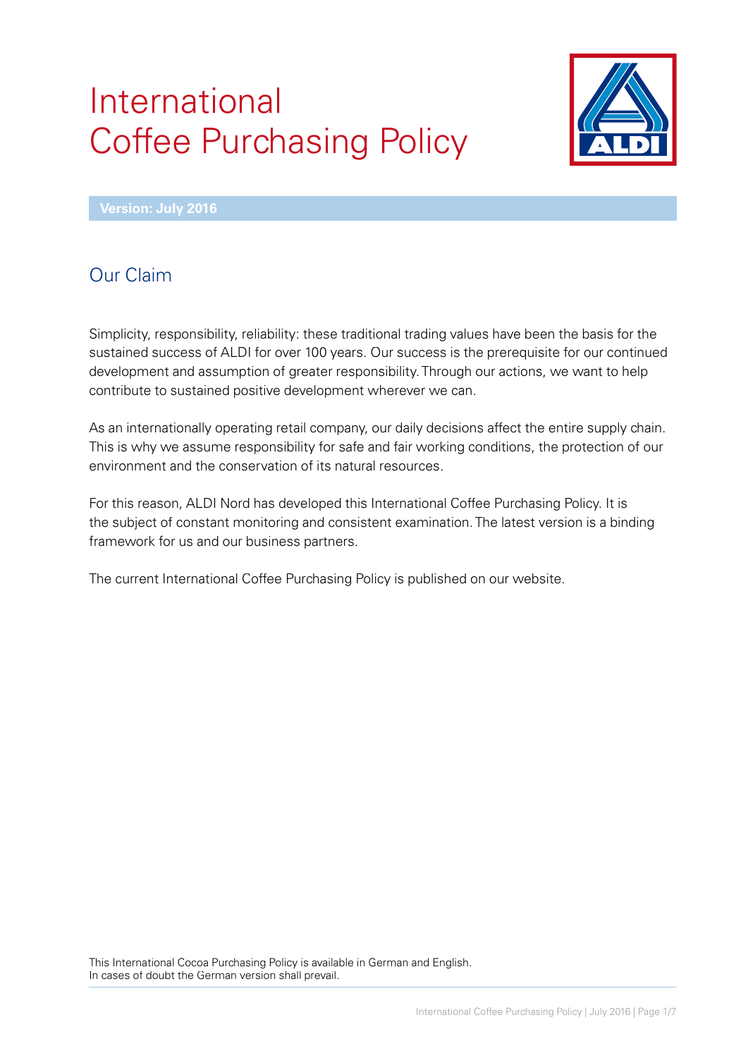# International Coffee Purchasing Policy

**Version: July 2016**

## Our Claim

Simplicity, responsibility, reliability: these traditional trading values have been the basis for the sustained success of ALDI for over 100 years. Our success is the prerequisite for our continued development and assumption of greater responsibility. Through our actions, we want to help contribute to sustained positive development wherever we can.

As an internationally operating retail company, our daily decisions affect the entire supply chain. This is why we assume responsibility for safe and fair working conditions, the protection of our environment and the conservation of its natural resources.

For this reason, ALDI Nord has developed this International Coffee Purchasing Policy. It is the subject of constant monitoring and consistent examination. The latest version is a binding framework for us and our business partners.

The current International Coffee Purchasing Policy is published on our website.

This International Cocoa Purchasing Policy is available in German and English.
In cases of doubt the German version shall prevail.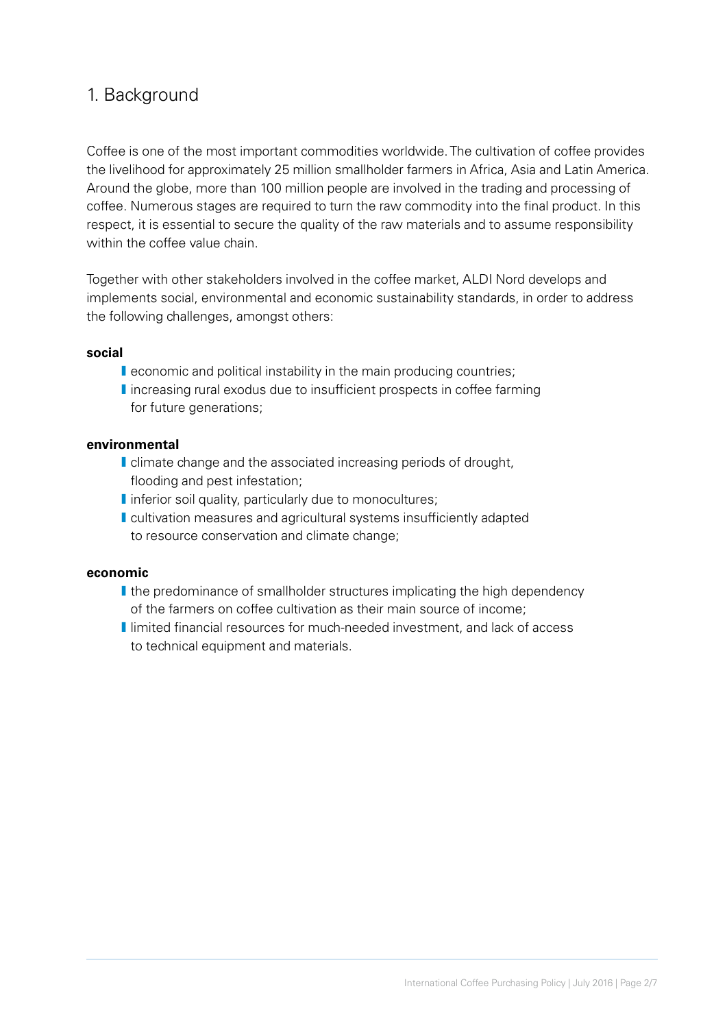# 1. Background

Coffee is one of the most important commodities worldwide. The cultivation of coffee provides the livelihood for approximately 25 million smallholder farmers in Africa, Asia and Latin America. Around the globe, more than 100 million people are involved in the trading and processing of coffee. Numerous stages are required to turn the raw commodity into the final product. In this respect, it is essential to secure the quality of the raw materials and to assume responsibility within the coffee value chain.

Together with other stakeholders involved in the coffee market, ALDI Nord develops and implements social, environmental and economic sustainability standards, in order to address the following challenges, amongst others:

**social**

- economic and political instability in the main producing countries;
- increasing rural exodus due to insufficient prospects in coffee farming for future generations;

**environmental**

- climate change and the associated increasing periods of drought, flooding and pest infestation;
- inferior soil quality, particularly due to monocultures;
- cultivation measures and agricultural systems insufficiently adapted to resource conservation and climate change;

**economic**

- the predominance of smallholder structures implicating the high dependency of the farmers on coffee cultivation as their main source of income;
- limited financial resources for much-needed investment, and lack of access to technical equipment and materials.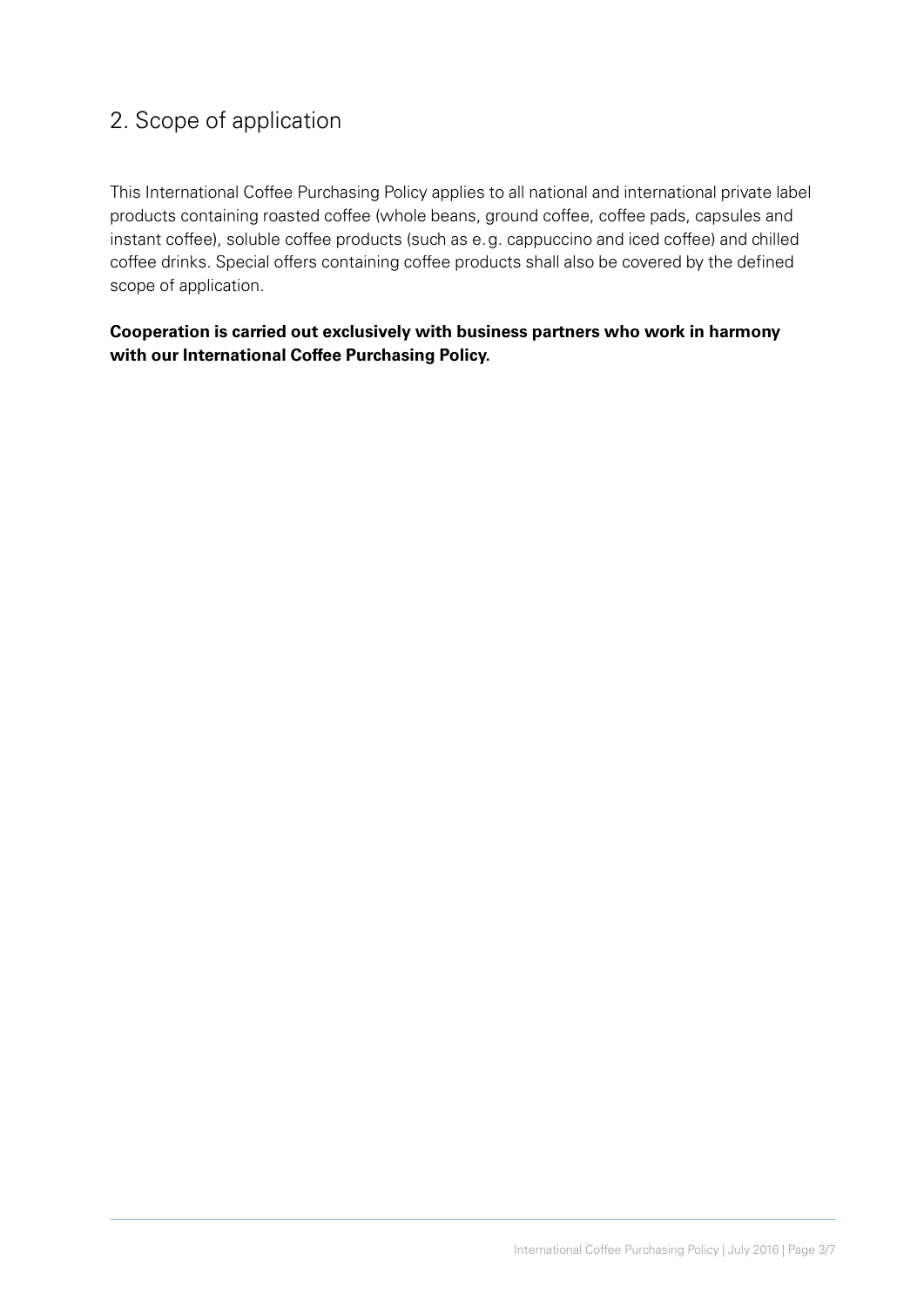## 2. Scope of application

This International Coffee Purchasing Policy applies to all national and international private label products containing roasted coffee (whole beans, ground coffee, coffee pads, capsules and instant coffee), soluble coffee products (such as e. g. cappuccino and iced coffee) and chilled coffee drinks. Special offers containing coffee products shall also be covered by the defined scope of application.

**Cooperation is carried out exclusively with business partners who work in harmony with our International Coffee Purchasing Policy.**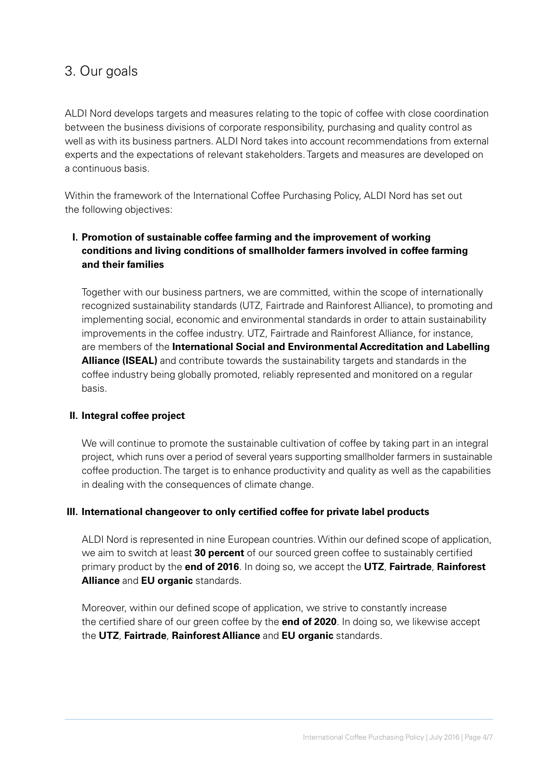## 3. Our goals

ALDI Nord develops targets and measures relating to the topic of coffee with close coordination between the business divisions of corporate responsibility, purchasing and quality control as well as with its business partners. ALDI Nord takes into account recommendations from external experts and the expectations of relevant stakeholders. Targets and measures are developed on a continuous basis.

Within the framework of the International Coffee Purchasing Policy, ALDI Nord has set out the following objectives:

### I. Promotion of sustainable coffee farming and the improvement of working conditions and living conditions of smallholder farmers involved in coffee farming and their families

Together with our business partners, we are committed, within the scope of internationally recognized sustainability standards (UTZ, Fairtrade and Rainforest Alliance), to promoting and implementing social, economic and environmental standards in order to attain sustainability improvements in the coffee industry. UTZ, Fairtrade and Rainforest Alliance, for instance, are members of the **International Social and Environmental Accreditation and Labelling Alliance (ISEAL)** and contribute towards the sustainability targets and standards in the coffee industry being globally promoted, reliably represented and monitored on a regular basis.

### II. Integral coffee project

We will continue to promote the sustainable cultivation of coffee by taking part in an integral project, which runs over a period of several years supporting smallholder farmers in sustainable coffee production. The target is to enhance productivity and quality as well as the capabilities in dealing with the consequences of climate change.

### III. International changeover to only certified coffee for private label products

ALDI Nord is represented in nine European countries. Within our defined scope of application, we aim to switch at least **30 percent** of our sourced green coffee to sustainably certified primary product by the **end of 2016**. In doing so, we accept the **UTZ**, **Fairtrade**, **Rainforest Alliance** and **EU organic** standards.

Moreover, within our defined scope of application, we strive to constantly increase the certified share of our green coffee by the **end of 2020**. In doing so, we likewise accept the **UTZ**, **Fairtrade**, **Rainforest Alliance** and **EU organic** standards.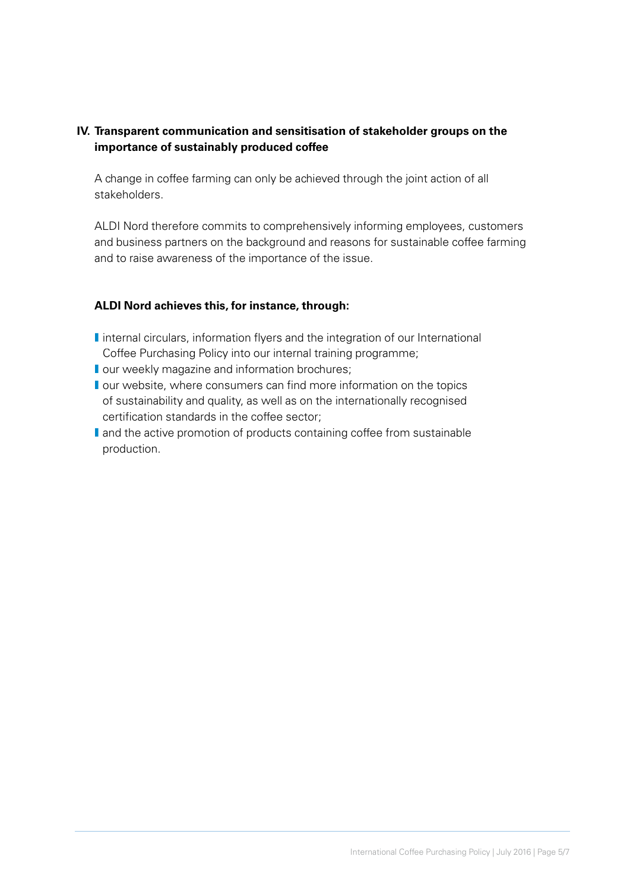## IV. Transparent communication and sensitisation of stakeholder groups on the importance of sustainably produced coffee

A change in coffee farming can only be achieved through the joint action of all stakeholders.

ALDI Nord therefore commits to comprehensively informing employees, customers and business partners on the background and reasons for sustainable coffee farming and to raise awareness of the importance of the issue.

**ALDI Nord achieves this, for instance, through:**

- internal circulars, information flyers and the integration of our International Coffee Purchasing Policy into our internal training programme;
- our weekly magazine and information brochures;
- our website, where consumers can find more information on the topics of sustainability and quality, as well as on the internationally recognised certification standards in the coffee sector;
- and the active promotion of products containing coffee from sustainable production.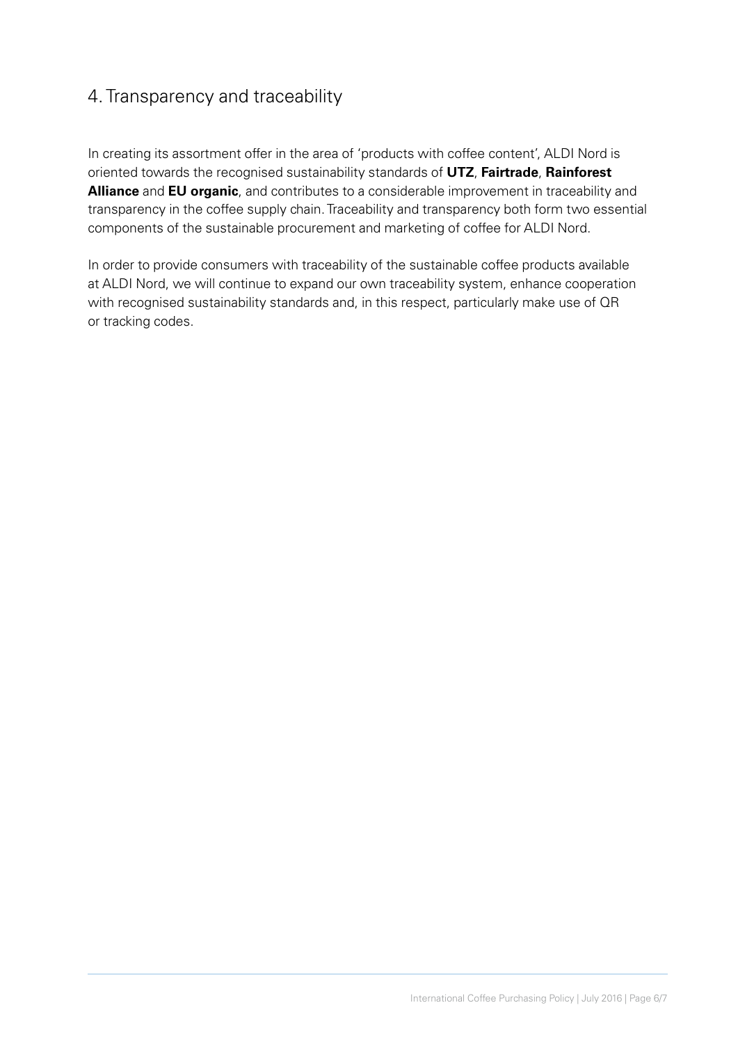## 4. Transparency and traceability

In creating its assortment offer in the area of 'products with coffee content', ALDI Nord is oriented towards the recognised sustainability standards of **UTZ**, **Fairtrade**, **Rainforest Alliance** and **EU organic**, and contributes to a considerable improvement in traceability and transparency in the coffee supply chain. Traceability and transparency both form two essential components of the sustainable procurement and marketing of coffee for ALDI Nord.

In order to provide consumers with traceability of the sustainable coffee products available at ALDI Nord, we will continue to expand our own traceability system, enhance cooperation with recognised sustainability standards and, in this respect, particularly make use of QR or tracking codes.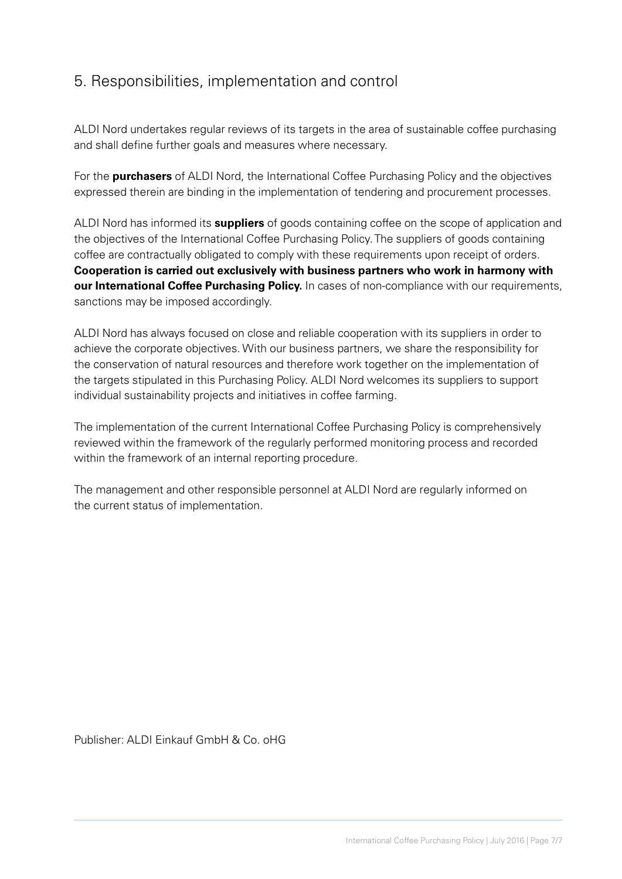## 5. Responsibilities, implementation and control

ALDI Nord undertakes regular reviews of its targets in the area of sustainable coffee purchasing and shall define further goals and measures where necessary.

For the **purchasers** of ALDI Nord, the International Coffee Purchasing Policy and the objectives expressed therein are binding in the implementation of tendering and procurement processes.

ALDI Nord has informed its **suppliers** of goods containing coffee on the scope of application and the objectives of the International Coffee Purchasing Policy. The suppliers of goods containing coffee are contractually obligated to comply with these requirements upon receipt of orders. **Cooperation is carried out exclusively with business partners who work in harmony with our International Coffee Purchasing Policy.** In cases of non-compliance with our requirements, sanctions may be imposed accordingly.

ALDI Nord has always focused on close and reliable cooperation with its suppliers in order to achieve the corporate objectives. With our business partners, we share the responsibility for the conservation of natural resources and therefore work together on the implementation of the targets stipulated in this Purchasing Policy. ALDI Nord welcomes its suppliers to support individual sustainability projects and initiatives in coffee farming.

The implementation of the current International Coffee Purchasing Policy is comprehensively reviewed within the framework of the regularly performed monitoring process and recorded within the framework of an internal reporting procedure.

The management and other responsible personnel at ALDI Nord are regularly informed on the current status of implementation.

Publisher: ALDI Einkauf GmbH & Co. oHG